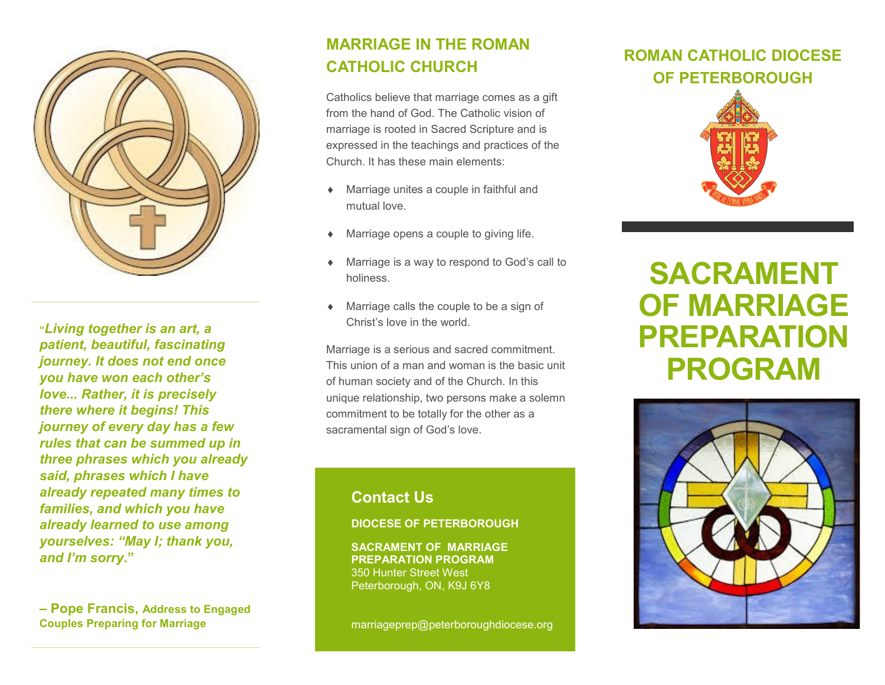*"Living together is an art, a patient, beautiful, fascinating journey. It does not end once you have won each other's love... Rather, it is precisely there where it begins! This journey of every day has a few rules that can be summed up in three phrases which you already said, phrases which I have already repeated many times to families, and which you have already learned to use among yourselves: "May I; thank you, and I'm sorry."*

**– Pope Francis, Address to Engaged Couples Preparing for Marriage**

## MARRIAGE IN THE ROMAN CATHOLIC CHURCH

Catholics believe that marriage comes as a gift from the hand of God. The Catholic vision of marriage is rooted in Sacred Scripture and is expressed in the teachings and practices of the Church. It has these main elements:

- Marriage unites a couple in faithful and mutual love.
- Marriage opens a couple to giving life.
- Marriage is a way to respond to God's call to holiness.
- Marriage calls the couple to be a sign of Christ's love in the world.

Marriage is a serious and sacred commitment. This union of a man and woman is the basic unit of human society and of the Church. In this unique relationship, two persons make a solemn commitment to be totally for the other as a sacramental sign of God's love.

### Contact Us

**DIOCESE OF PETERBOROUGH**

**SACRAMENT OF MARRIAGE PREPARATION PROGRAM**
350 Hunter Street West
Peterborough, ON, K9J 6Y8

marriageprep@peterboroughdiocese.org

## ROMAN CATHOLIC DIOCESE OF PETERBOROUGH

# SACRAMENT OF MARRIAGE PREPARATION PROGRAM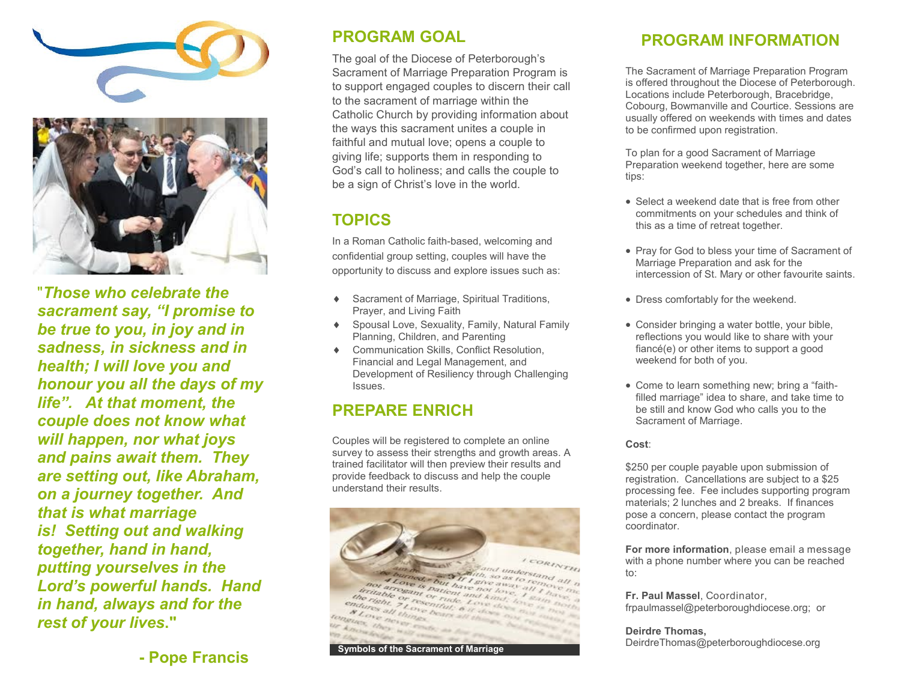"*Those who celebrate the sacrament say, "I promise to be true to you, in joy and in sadness, in sickness and in health; I will love you and honour you all the days of my life". At that moment, the couple does not know what will happen, nor what joys and pains await them. They are setting out, like Abraham, on a journey together. And that is what marriage is! Setting out and walking together, hand in hand, putting yourselves in the Lord's powerful hands. Hand in hand, always and for the rest of your lives.*"

**- Pope Francis**

## PROGRAM GOAL

The goal of the Diocese of Peterborough's Sacrament of Marriage Preparation Program is to support engaged couples to discern their call to the sacrament of marriage within the Catholic Church by providing information about the ways this sacrament unites a couple in faithful and mutual love; opens a couple to giving life; supports them in responding to God's call to holiness; and calls the couple to be a sign of Christ's love in the world.

## TOPICS

In a Roman Catholic faith-based, welcoming and confidential group setting, couples will have the opportunity to discuss and explore issues such as:

- Sacrament of Marriage, Spiritual Traditions, Prayer, and Living Faith
- Spousal Love, Sexuality, Family, Natural Family Planning, Children, and Parenting
- Communication Skills, Conflict Resolution, Financial and Legal Management, and Development of Resiliency through Challenging Issues.

## PREPARE ENRICH

Couples will be registered to complete an online survey to assess their strengths and growth areas. A trained facilitator will then preview their results and provide feedback to discuss and help the couple understand their results.

Symbols of the Sacrament of Marriage

## PROGRAM INFORMATION

The Sacrament of Marriage Preparation Program is offered throughout the Diocese of Peterborough. Locations include Peterborough, Bracebridge, Cobourg, Bowmanville and Courtice. Sessions are usually offered on weekends with times and dates to be confirmed upon registration.

To plan for a good Sacrament of Marriage Preparation weekend together, here are some tips:

- Select a weekend date that is free from other commitments on your schedules and think of this as a time of retreat together.
- Pray for God to bless your time of Sacrament of Marriage Preparation and ask for the intercession of St. Mary or other favourite saints.
- Dress comfortably for the weekend.
- Consider bringing a water bottle, your bible, reflections you would like to share with your fiancé(e) or other items to support a good weekend for both of you.
- Come to learn something new; bring a "faith-filled marriage" idea to share, and take time to be still and know God who calls you to the Sacrament of Marriage.

**Cost**:

$250 per couple payable upon submission of registration. Cancellations are subject to a $25 processing fee. Fee includes supporting program materials; 2 lunches and 2 breaks. If finances pose a concern, please contact the program coordinator.

**For more information**, please email a message with a phone number where you can be reached to:

**Fr. Paul Massel**, Coordinator,
frpaulmassel@peterboroughdiocese.org; or

**Deirdre Thomas,**
DeirdreThomas@peterboroughdiocese.org